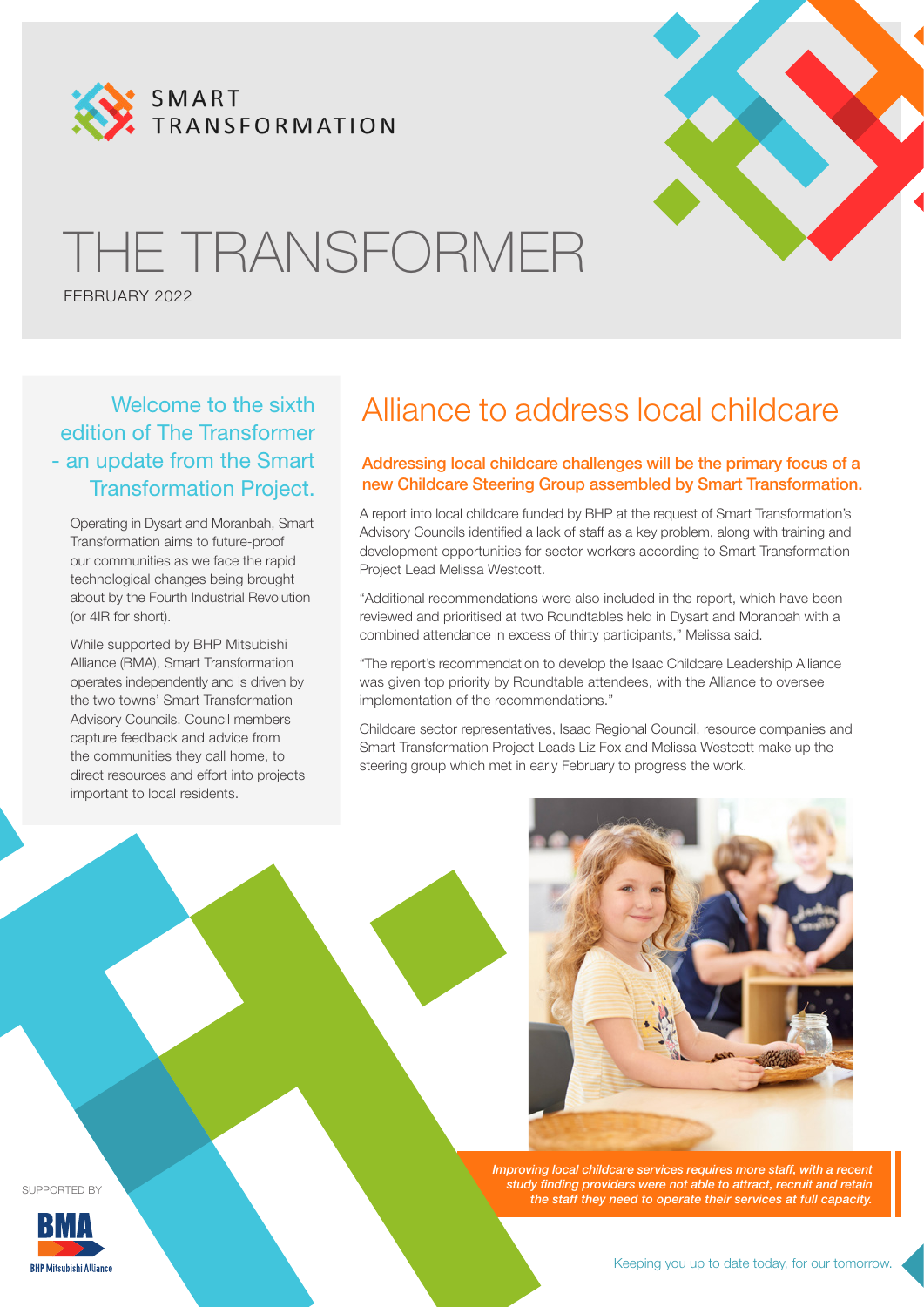SMART TRANSFORMATION

# THE TRANSFORMER

FEBRUARY 2022

## Welcome to the sixth edition of The Transformer - an update from the Smart Transformation Project.

Operating in Dysart and Moranbah, Smart Transformation aims to future-proof our communities as we face the rapid technological changes being brought about by the Fourth Industrial Revolution (or 4IR for short).

While supported by BHP Mitsubishi Alliance (BMA), Smart Transformation operates independently and is driven by the two towns' Smart Transformation Advisory Councils. Council members capture feedback and advice from the communities they call home, to direct resources and effort into projects important to local residents.

# Alliance to address local childcare

**Addressing local childcare challenges will be the primary focus of a new Childcare Steering Group assembled by Smart Transformation.**

A report into local childcare funded by BHP at the request of Smart Transformation's Advisory Councils identified a lack of staff as a key problem, along with training and development opportunities for sector workers according to Smart Transformation Project Lead Melissa Westcott.

"Additional recommendations were also included in the report, which have been reviewed and prioritised at two Roundtables held in Dysart and Moranbah with a combined attendance in excess of thirty participants," Melissa said.

"The report's recommendation to develop the Isaac Childcare Leadership Alliance was given top priority by Roundtable attendees, with the Alliance to oversee implementation of the recommendations."

Childcare sector representatives, Isaac Regional Council, resource companies and Smart Transformation Project Leads Liz Fox and Melissa Westcott make up the steering group which met in early February to progress the work.

*Improving local childcare services requires more staff, with a recent study finding providers were not able to attract, recruit and retain the staff they need to operate their services at full capacity.*

SUPPORTED BY

BMA BHP Mitsubishi Alliance

Keeping you up to date today, for our tomorrow.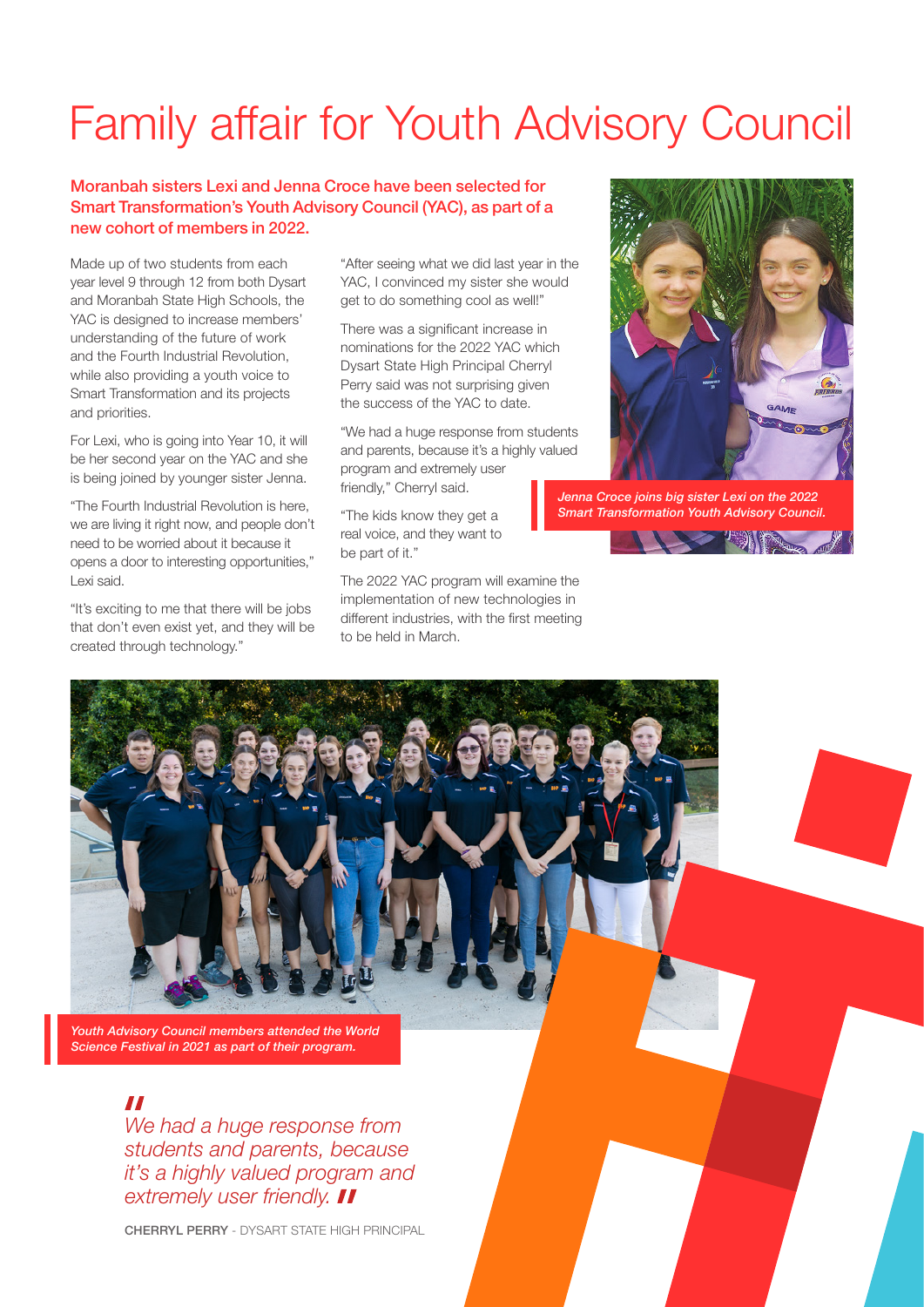# Family affair for Youth Advisory Council

**Moranbah sisters Lexi and Jenna Croce have been selected for Smart Transformation's Youth Advisory Council (YAC), as part of a new cohort of members in 2022.**

Made up of two students from each year level 9 through 12 from both Dysart and Moranbah State High Schools, the YAC is designed to increase members' understanding of the future of work and the Fourth Industrial Revolution, while also providing a youth voice to Smart Transformation and its projects and priorities.

For Lexi, who is going into Year 10, it will be her second year on the YAC and she is being joined by younger sister Jenna.

"The Fourth Industrial Revolution is here, we are living it right now, and people don't need to be worried about it because it opens a door to interesting opportunities," Lexi said.

"It's exciting to me that there will be jobs that don't even exist yet, and they will be created through technology."

"After seeing what we did last year in the YAC, I convinced my sister she would get to do something cool as well!"

There was a significant increase in nominations for the 2022 YAC which Dysart State High Principal Cherryl Perry said was not surprising given the success of the YAC to date.

"We had a huge response from students and parents, because it's a highly valued program and extremely user friendly," Cherryl said.

"The kids know they get a real voice, and they want to be part of it."

The 2022 YAC program will examine the implementation of new technologies in different industries, with the first meeting to be held in March.

*Jenna Croce joins big sister Lexi on the 2022 Smart Transformation Youth Advisory Council.*

*Youth Advisory Council members attended the World Science Festival in 2021 as part of their program.*

> *"We had a huge response from students and parents, because it's a highly valued program and extremely user friendly."*
>
> **CHERRYL PERRY** - DYSART STATE HIGH PRINCIPAL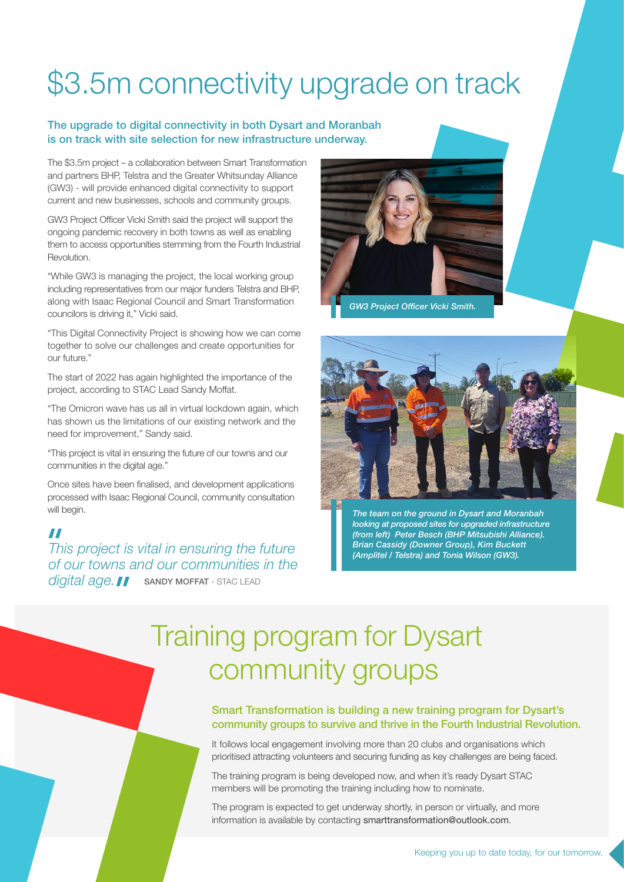# $3.5m connectivity upgrade on track

**The upgrade to digital connectivity in both Dysart and Moranbah is on track with site selection for new infrastructure underway.**

The $3.5m project – a collaboration between Smart Transformation and partners BHP, Telstra and the Greater Whitsunday Alliance (GW3) - will provide enhanced digital connectivity to support current and new businesses, schools and community groups.

GW3 Project Officer Vicki Smith said the project will support the ongoing pandemic recovery in both towns as well as enabling them to access opportunities stemming from the Fourth Industrial Revolution.

"While GW3 is managing the project, the local working group including representatives from our major funders Telstra and BHP, along with Isaac Regional Council and Smart Transformation councilors is driving it," Vicki said.

"This Digital Connectivity Project is showing how we can come together to solve our challenges and create opportunities for our future."

The start of 2022 has again highlighted the importance of the project, according to STAC Lead Sandy Moffat.

"The Omicron wave has us all in virtual lockdown again, which has shown us the limitations of our existing network and the need for improvement," Sandy said.

"This project is vital in ensuring the future of our towns and our communities in the digital age."

Once sites have been finalised, and development applications processed with Isaac Regional Council, community consultation will begin.

> *"This project is vital in ensuring the future of our towns and our communities in the digital age."* **SANDY MOFFAT** - STAC LEAD

*GW3 Project Officer Vicki Smith.*

*The team on the ground in Dysart and Moranbah looking at proposed sites for upgraded infrastructure (from left) Peter Besch (BHP Mitsubishi Alliance). Brian Cassidy (Downer Group), Kim Buckett (Amplitel / Telstra) and Tonia Wilson (GW3).*

# Training program for Dysart community groups

**Smart Transformation is building a new training program for Dysart's community groups to survive and thrive in the Fourth Industrial Revolution.**

It follows local engagement involving more than 20 clubs and organisations which prioritised attracting volunteers and securing funding as key challenges are being faced.

The training program is being developed now, and when it's ready Dysart STAC members will be promoting the training including how to nominate.

The program is expected to get underway shortly, in person or virtually, and more information is available by contacting smarttransformation@outlook.com.

Keeping you up to date today, for our tomorrow.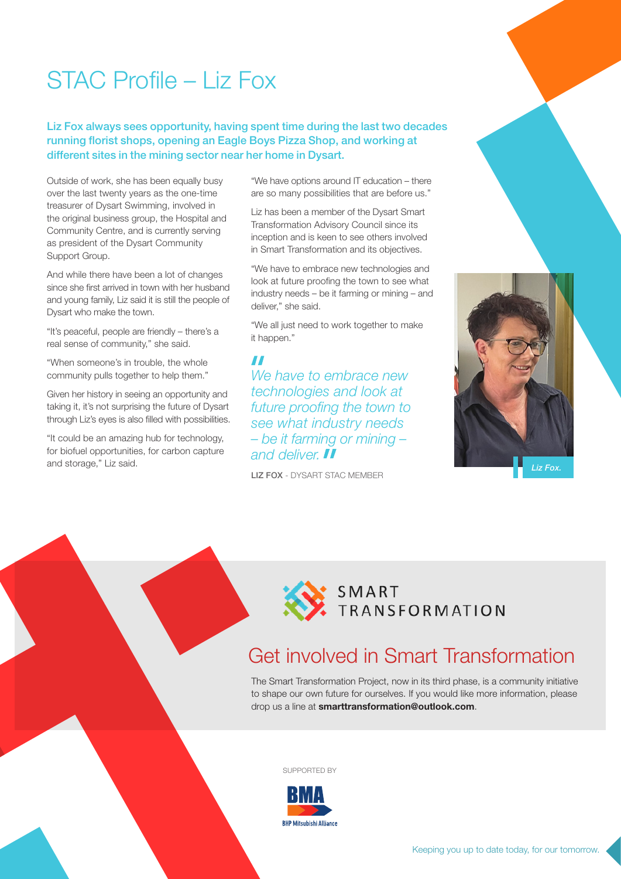# STAC Profile – Liz Fox

**Liz Fox always sees opportunity, having spent time during the last two decades running florist shops, opening an Eagle Boys Pizza Shop, and working at different sites in the mining sector near her home in Dysart.**

Outside of work, she has been equally busy over the last twenty years as the one-time treasurer of Dysart Swimming, involved in the original business group, the Hospital and Community Centre, and is currently serving as president of the Dysart Community Support Group.

And while there have been a lot of changes since she first arrived in town with her husband and young family, Liz said it is still the people of Dysart who make the town.

"It's peaceful, people are friendly – there's a real sense of community," she said.

"When someone's in trouble, the whole community pulls together to help them."

Given her history in seeing an opportunity and taking it, it's not surprising the future of Dysart through Liz's eyes is also filled with possibilities.

"It could be an amazing hub for technology, for biofuel opportunities, for carbon capture and storage," Liz said.

"We have options around IT education – there are so many possibilities that are before us."

Liz has been a member of the Dysart Smart Transformation Advisory Council since its inception and is keen to see others involved in Smart Transformation and its objectives.

"We have to embrace new technologies and look at future proofing the town to see what industry needs – be it farming or mining – and deliver," she said.

"We all just need to work together to make it happen."

> *"We have to embrace new technologies and look at future proofing the town to see what industry needs – be it farming or mining – and deliver."*
>
> **LIZ FOX** - DYSART STAC MEMBER

*Liz Fox.*

SMART TRANSFORMATION

## Get involved in Smart Transformation

The Smart Transformation Project, now in its third phase, is a community initiative to shape our own future for ourselves. If you would like more information, please drop us a line at **smarttransformation@outlook.com**.

SUPPORTED BY

BMA
BHP Mitsubishi Alliance

Keeping you up to date today, for our tomorrow.